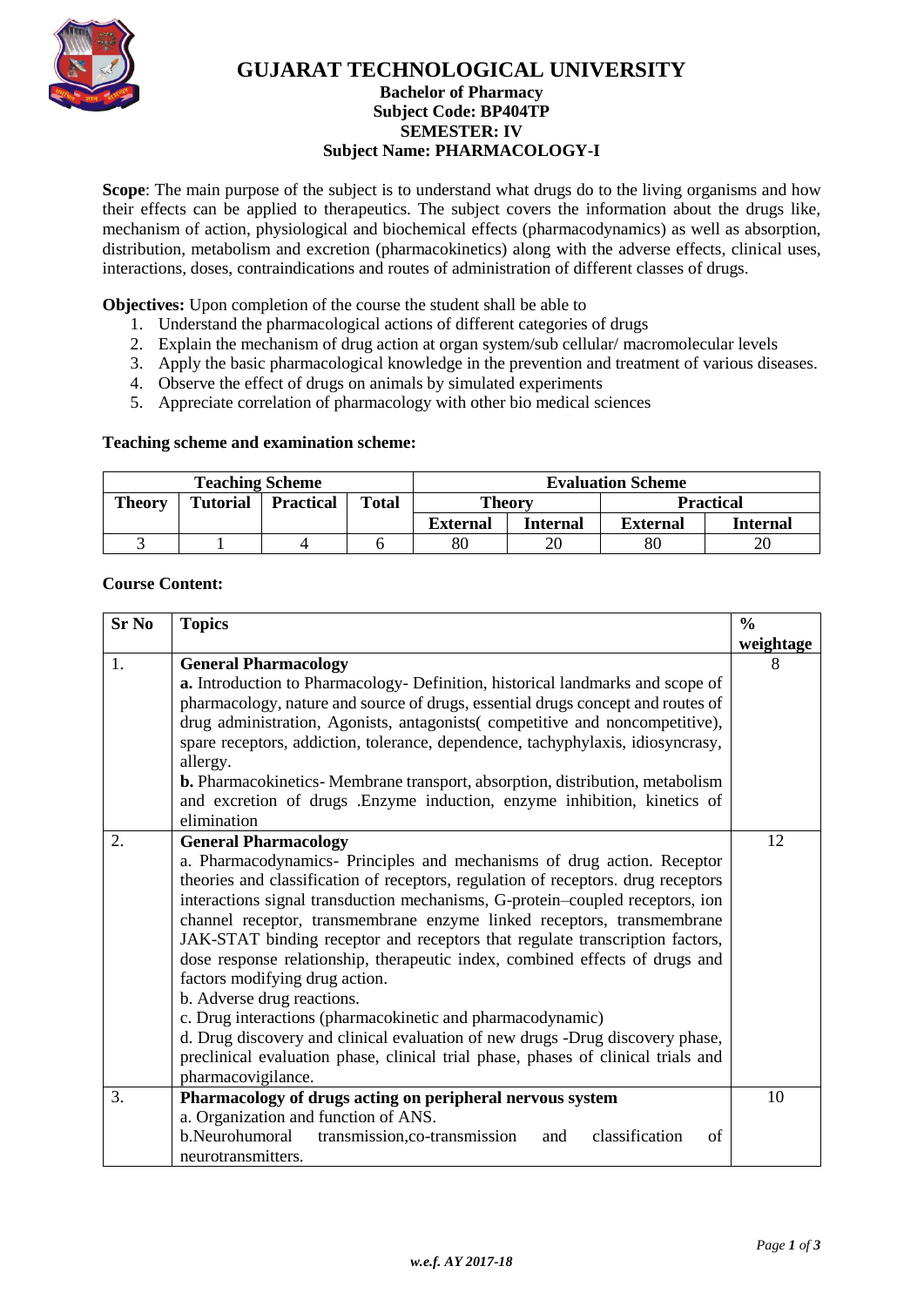# GUJARAT TECHNOLOGICAL UNIVERSITY

**Bachelor of Pharmacy**
**Subject Code: BP404TP**
**SEMESTER: IV**
**Subject Name: PHARMACOLOGY-I**

**Scope**: The main purpose of the subject is to understand what drugs do to the living organisms and how their effects can be applied to therapeutics. The subject covers the information about the drugs like, mechanism of action, physiological and biochemical effects (pharmacodynamics) as well as absorption, distribution, metabolism and excretion (pharmacokinetics) along with the adverse effects, clinical uses, interactions, doses, contraindications and routes of administration of different classes of drugs.

**Objectives:** Upon completion of the course the student shall be able to

1. Understand the pharmacological actions of different categories of drugs
2. Explain the mechanism of drug action at organ system/sub cellular/ macromolecular levels
3. Apply the basic pharmacological knowledge in the prevention and treatment of various diseases.
4. Observe the effect of drugs on animals by simulated experiments
5. Appreciate correlation of pharmacology with other bio medical sciences

**Teaching scheme and examination scheme:**

| Teaching Scheme | | | | Evaluation Scheme | | | |
|---|---|---|---|---|---|---|---|
| Theory | Tutorial | Practical | Total | Theory | | Practical | |
| | | | | External | Internal | External | Internal |
| 3 | 1 | 4 | 6 | 80 | 20 | 80 | 20 |

**Course Content:**

| Sr No | Topics | % weightage |
|---|---|---|
| 1. | **General Pharmacology**<br>**a.** Introduction to Pharmacology- Definition, historical landmarks and scope of pharmacology, nature and source of drugs, essential drugs concept and routes of drug administration, Agonists, antagonists( competitive and noncompetitive), spare receptors, addiction, tolerance, dependence, tachyphylaxis, idiosyncrasy, allergy.<br>**b.** Pharmacokinetics- Membrane transport, absorption, distribution, metabolism and excretion of drugs .Enzyme induction, enzyme inhibition, kinetics of elimination | 8 |
| 2. | **General Pharmacology**<br>a. Pharmacodynamics- Principles and mechanisms of drug action. Receptor theories and classification of receptors, regulation of receptors. drug receptors interactions signal transduction mechanisms, G-protein–coupled receptors, ion channel receptor, transmembrane enzyme linked receptors, transmembrane JAK-STAT binding receptor and receptors that regulate transcription factors, dose response relationship, therapeutic index, combined effects of drugs and factors modifying drug action.<br>b. Adverse drug reactions.<br>c. Drug interactions (pharmacokinetic and pharmacodynamic)<br>d. Drug discovery and clinical evaluation of new drugs -Drug discovery phase, preclinical evaluation phase, clinical trial phase, phases of clinical trials and pharmacovigilance. | 12 |
| 3. | **Pharmacology of drugs acting on peripheral nervous system**<br>a. Organization and function of ANS.<br>b.Neurohumoral transmission,co-transmission and classification of neurotransmitters. | 10 |

*w.e.f. AY 2017-18*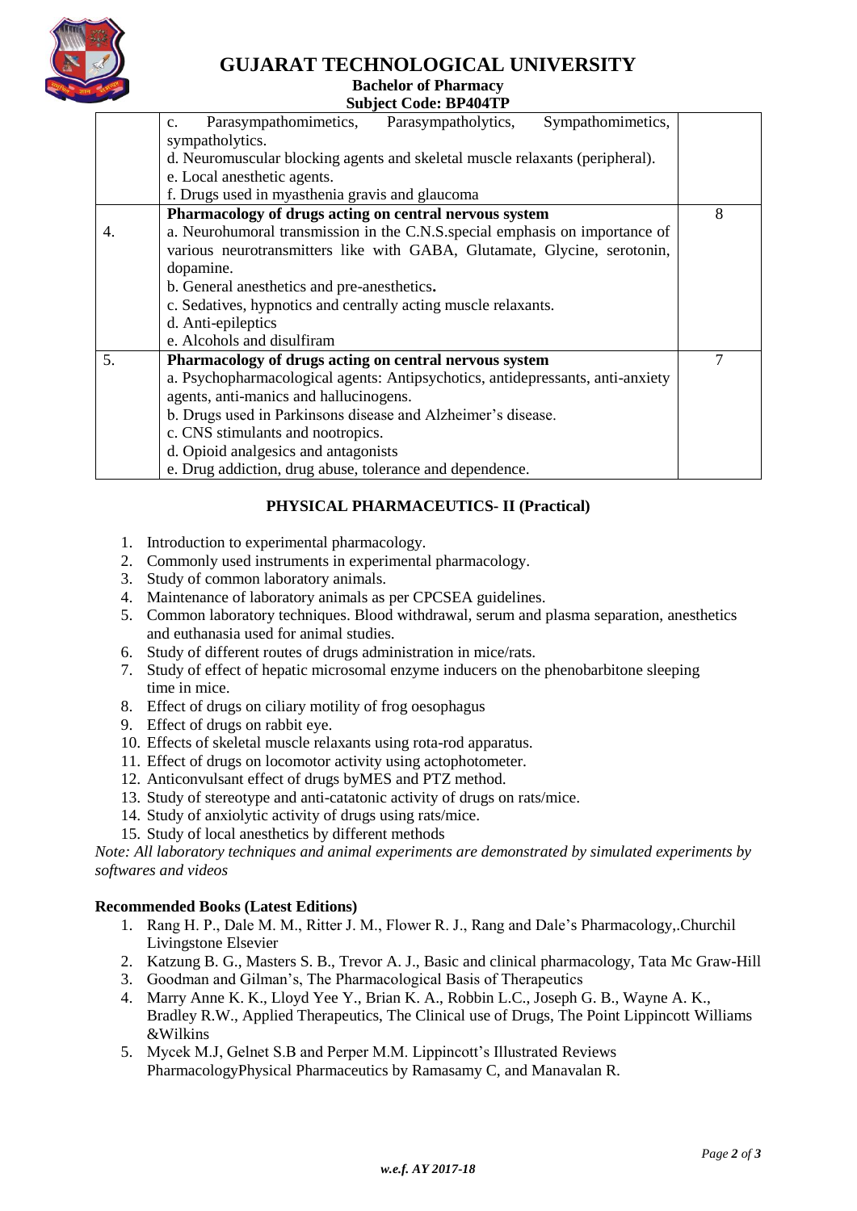| | | |
|---|---|---|
| | c. Parasympathomimetics, Parasympatholytics, Sympathomimetics, sympatholytics.<br>d. Neuromuscular blocking agents and skeletal muscle relaxants (peripheral).<br>e. Local anesthetic agents.<br>f. Drugs used in myasthenia gravis and glaucoma | |
| 4. | **Pharmacology of drugs acting on central nervous system**<br>a. Neurohumoral transmission in the C.N.S.special emphasis on importance of various neurotransmitters like with GABA, Glutamate, Glycine, serotonin, dopamine.<br>b. General anesthetics and pre-anesthetics**.**<br>c. Sedatives, hypnotics and centrally acting muscle relaxants.<br>d. Anti-epileptics<br>e. Alcohols and disulfiram | 8 |
| 5. | **Pharmacology of drugs acting on central nervous system**<br>a. Psychopharmacological agents: Antipsychotics, antidepressants, anti-anxiety agents, anti-manics and hallucinogens.<br>b. Drugs used in Parkinsons disease and Alzheimer's disease.<br>c. CNS stimulants and nootropics.<br>d. Opioid analgesics and antagonists<br>e. Drug addiction, drug abuse, tolerance and dependence. | 7 |

## PHYSICAL PHARMACEUTICS- II (Practical)

1. Introduction to experimental pharmacology.
2. Commonly used instruments in experimental pharmacology.
3. Study of common laboratory animals.
4. Maintenance of laboratory animals as per CPCSEA guidelines.
5. Common laboratory techniques. Blood withdrawal, serum and plasma separation, anesthetics and euthanasia used for animal studies.
6. Study of different routes of drugs administration in mice/rats.
7. Study of effect of hepatic microsomal enzyme inducers on the phenobarbitone sleeping time in mice.
8. Effect of drugs on ciliary motility of frog oesophagus
9. Effect of drugs on rabbit eye.
10. Effects of skeletal muscle relaxants using rota-rod apparatus.
11. Effect of drugs on locomotor activity using actophotometer.
12. Anticonvulsant effect of drugs byMES and PTZ method.
13. Study of stereotype and anti-catatonic activity of drugs on rats/mice.
14. Study of anxiolytic activity of drugs using rats/mice.
15. Study of local anesthetics by different methods

*Note: All laboratory techniques and animal experiments are demonstrated by simulated experiments by softwares and videos*

### Recommended Books (Latest Editions)

1. Rang H. P., Dale M. M., Ritter J. M., Flower R. J., Rang and Dale's Pharmacology,.Churchil Livingstone Elsevier
2. Katzung B. G., Masters S. B., Trevor A. J., Basic and clinical pharmacology, Tata Mc Graw-Hill
3. Goodman and Gilman's, The Pharmacological Basis of Therapeutics
4. Marry Anne K. K., Lloyd Yee Y., Brian K. A., Robbin L.C., Joseph G. B., Wayne A. K., Bradley R.W., Applied Therapeutics, The Clinical use of Drugs, The Point Lippincott Williams &Wilkins
5. Mycek M.J, Gelnet S.B and Perper M.M. Lippincott's Illustrated Reviews PharmacologyPhysical Pharmaceutics by Ramasamy C, and Manavalan R.

*w.e.f. AY 2017-18*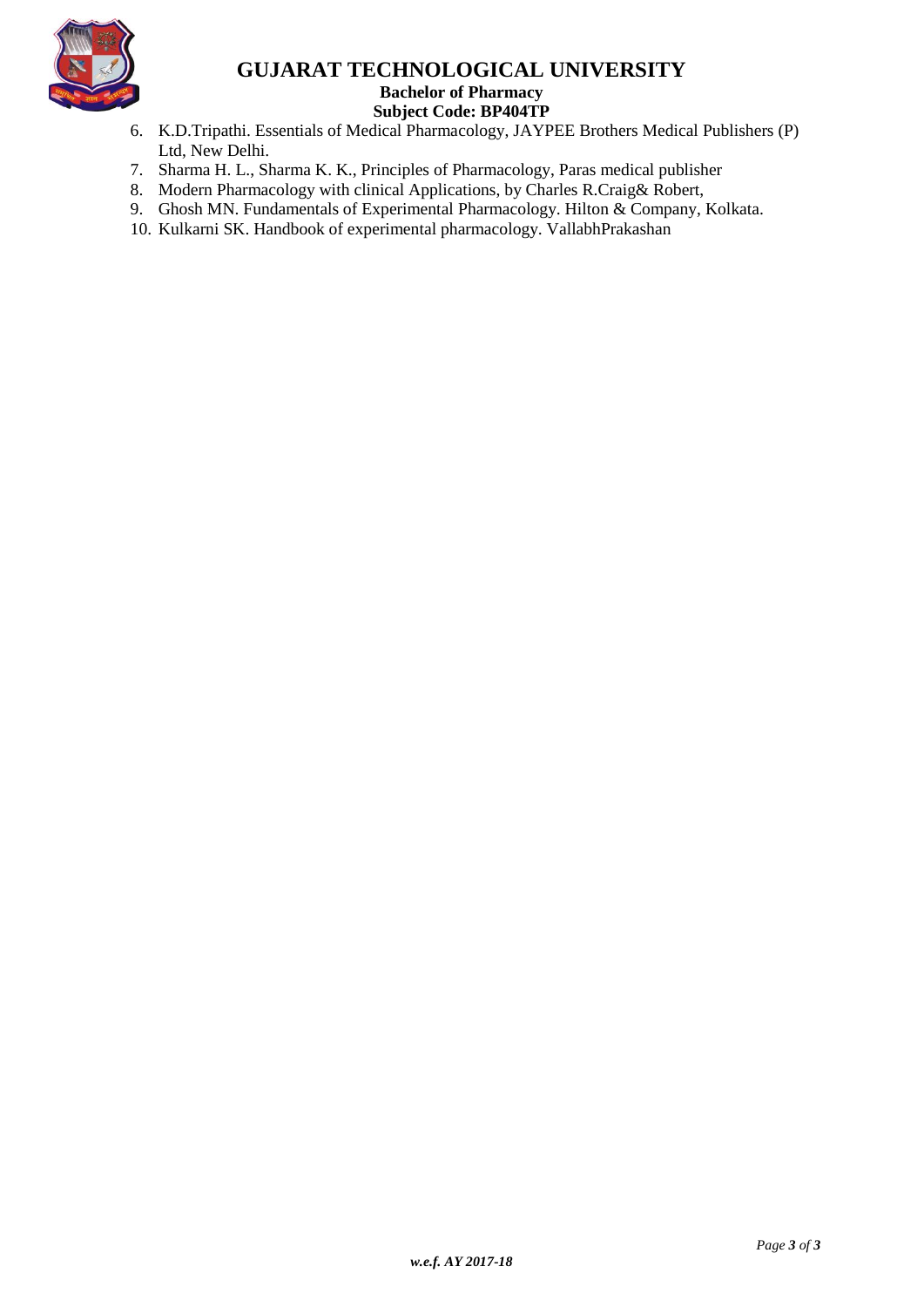6. K.D.Tripathi. Essentials of Medical Pharmacology, JAYPEE Brothers Medical Publishers (P) Ltd, New Delhi.
7. Sharma H. L., Sharma K. K., Principles of Pharmacology, Paras medical publisher
8. Modern Pharmacology with clinical Applications, by Charles R.Craig& Robert,
9. Ghosh MN. Fundamentals of Experimental Pharmacology. Hilton & Company, Kolkata.
10. Kulkarni SK. Handbook of experimental pharmacology. VallabhPrakashan